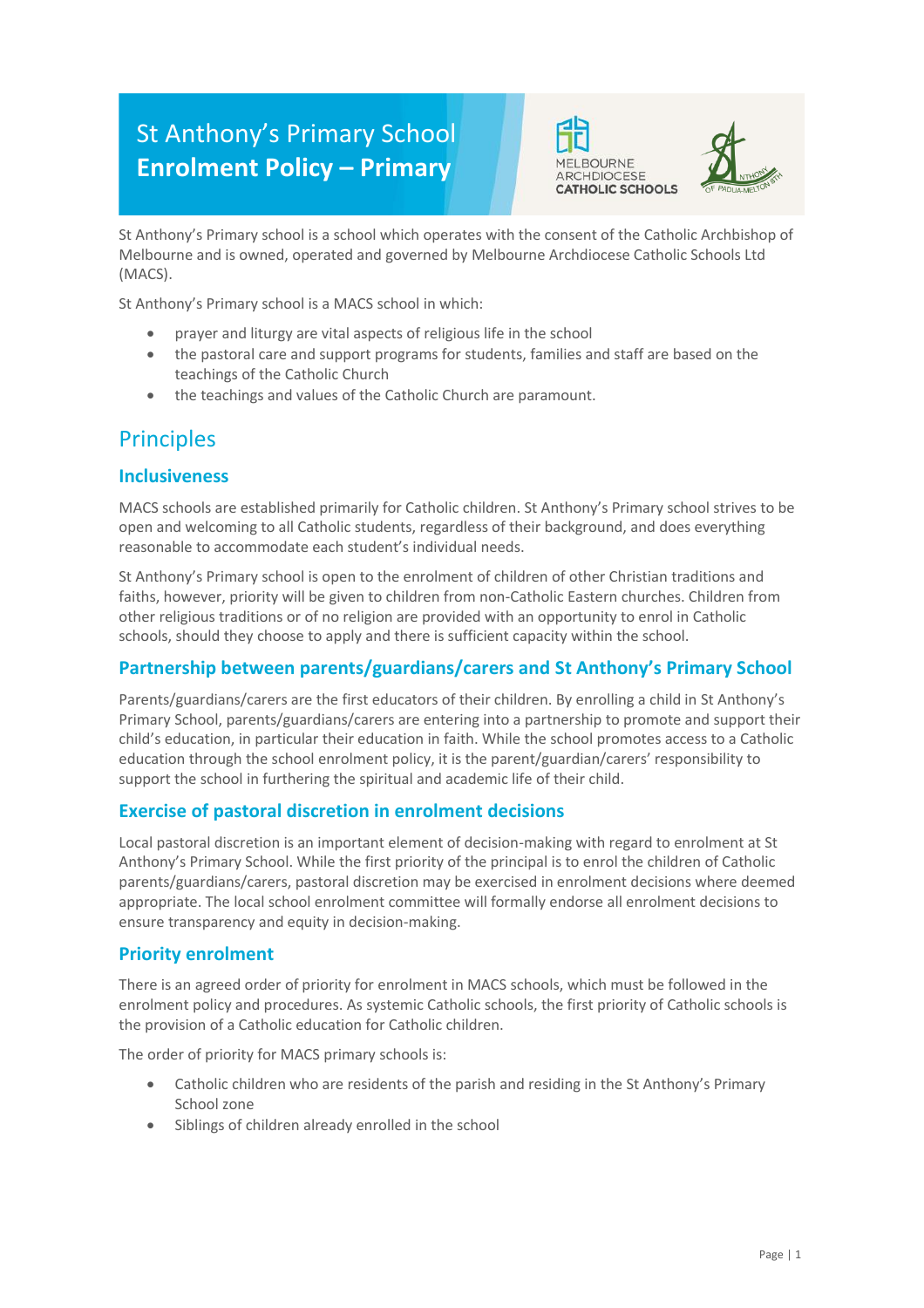# St Anthony's Primary School
# Enrolment Policy – Primary

MELBOURNE ARCHDIOCESE CATHOLIC SCHOOLS

St Anthony's Primary school is a school which operates with the consent of the Catholic Archbishop of Melbourne and is owned, operated and governed by Melbourne Archdiocese Catholic Schools Ltd (MACS).

St Anthony's Primary school is a MACS school in which:

- prayer and liturgy are vital aspects of religious life in the school
- the pastoral care and support programs for students, families and staff are based on the teachings of the Catholic Church
- the teachings and values of the Catholic Church are paramount.

## Principles

### Inclusiveness

MACS schools are established primarily for Catholic children. St Anthony's Primary school strives to be open and welcoming to all Catholic students, regardless of their background, and does everything reasonable to accommodate each student's individual needs.

St Anthony's Primary school is open to the enrolment of children of other Christian traditions and faiths, however, priority will be given to children from non-Catholic Eastern churches. Children from other religious traditions or of no religion are provided with an opportunity to enrol in Catholic schools, should they choose to apply and there is sufficient capacity within the school.

### Partnership between parents/guardians/carers and St Anthony's Primary School

Parents/guardians/carers are the first educators of their children. By enrolling a child in St Anthony's Primary School, parents/guardians/carers are entering into a partnership to promote and support their child's education, in particular their education in faith. While the school promotes access to a Catholic education through the school enrolment policy, it is the parent/guardian/carers' responsibility to support the school in furthering the spiritual and academic life of their child.

### Exercise of pastoral discretion in enrolment decisions

Local pastoral discretion is an important element of decision-making with regard to enrolment at St Anthony's Primary School. While the first priority of the principal is to enrol the children of Catholic parents/guardians/carers, pastoral discretion may be exercised in enrolment decisions where deemed appropriate. The local school enrolment committee will formally endorse all enrolment decisions to ensure transparency and equity in decision-making.

### Priority enrolment

There is an agreed order of priority for enrolment in MACS schools, which must be followed in the enrolment policy and procedures. As systemic Catholic schools, the first priority of Catholic schools is the provision of a Catholic education for Catholic children.

The order of priority for MACS primary schools is:

- Catholic children who are residents of the parish and residing in the St Anthony's Primary School zone
- Siblings of children already enrolled in the school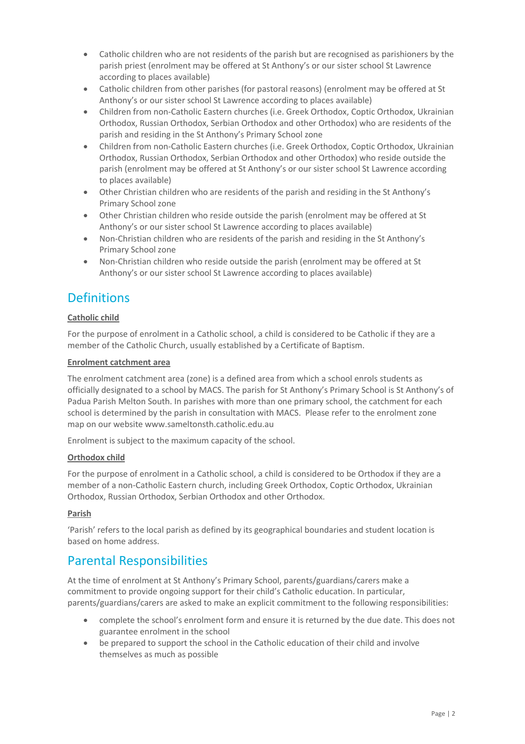- Catholic children who are not residents of the parish but are recognised as parishioners by the parish priest (enrolment may be offered at St Anthony's or our sister school St Lawrence according to places available)
- Catholic children from other parishes (for pastoral reasons) (enrolment may be offered at St Anthony's or our sister school St Lawrence according to places available)
- Children from non-Catholic Eastern churches (i.e. Greek Orthodox, Coptic Orthodox, Ukrainian Orthodox, Russian Orthodox, Serbian Orthodox and other Orthodox) who are residents of the parish and residing in the St Anthony's Primary School zone
- Children from non-Catholic Eastern churches (i.e. Greek Orthodox, Coptic Orthodox, Ukrainian Orthodox, Russian Orthodox, Serbian Orthodox and other Orthodox) who reside outside the parish (enrolment may be offered at St Anthony's or our sister school St Lawrence according to places available)
- Other Christian children who are residents of the parish and residing in the St Anthony's Primary School zone
- Other Christian children who reside outside the parish (enrolment may be offered at St Anthony's or our sister school St Lawrence according to places available)
- Non-Christian children who are residents of the parish and residing in the St Anthony's Primary School zone
- Non-Christian children who reside outside the parish (enrolment may be offered at St Anthony's or our sister school St Lawrence according to places available)

## Definitions

**Catholic child**

For the purpose of enrolment in a Catholic school, a child is considered to be Catholic if they are a member of the Catholic Church, usually established by a Certificate of Baptism.

**Enrolment catchment area**

The enrolment catchment area (zone) is a defined area from which a school enrols students as officially designated to a school by MACS. The parish for St Anthony's Primary School is St Anthony's of Padua Parish Melton South. In parishes with more than one primary school, the catchment for each school is determined by the parish in consultation with MACS. Please refer to the enrolment zone map on our website www.sameltonsth.catholic.edu.au

Enrolment is subject to the maximum capacity of the school.

**Orthodox child**

For the purpose of enrolment in a Catholic school, a child is considered to be Orthodox if they are a member of a non-Catholic Eastern church, including Greek Orthodox, Coptic Orthodox, Ukrainian Orthodox, Russian Orthodox, Serbian Orthodox and other Orthodox.

**Parish**

'Parish' refers to the local parish as defined by its geographical boundaries and student location is based on home address.

## Parental Responsibilities

At the time of enrolment at St Anthony's Primary School, parents/guardians/carers make a commitment to provide ongoing support for their child's Catholic education. In particular, parents/guardians/carers are asked to make an explicit commitment to the following responsibilities:

- complete the school's enrolment form and ensure it is returned by the due date. This does not guarantee enrolment in the school
- be prepared to support the school in the Catholic education of their child and involve themselves as much as possible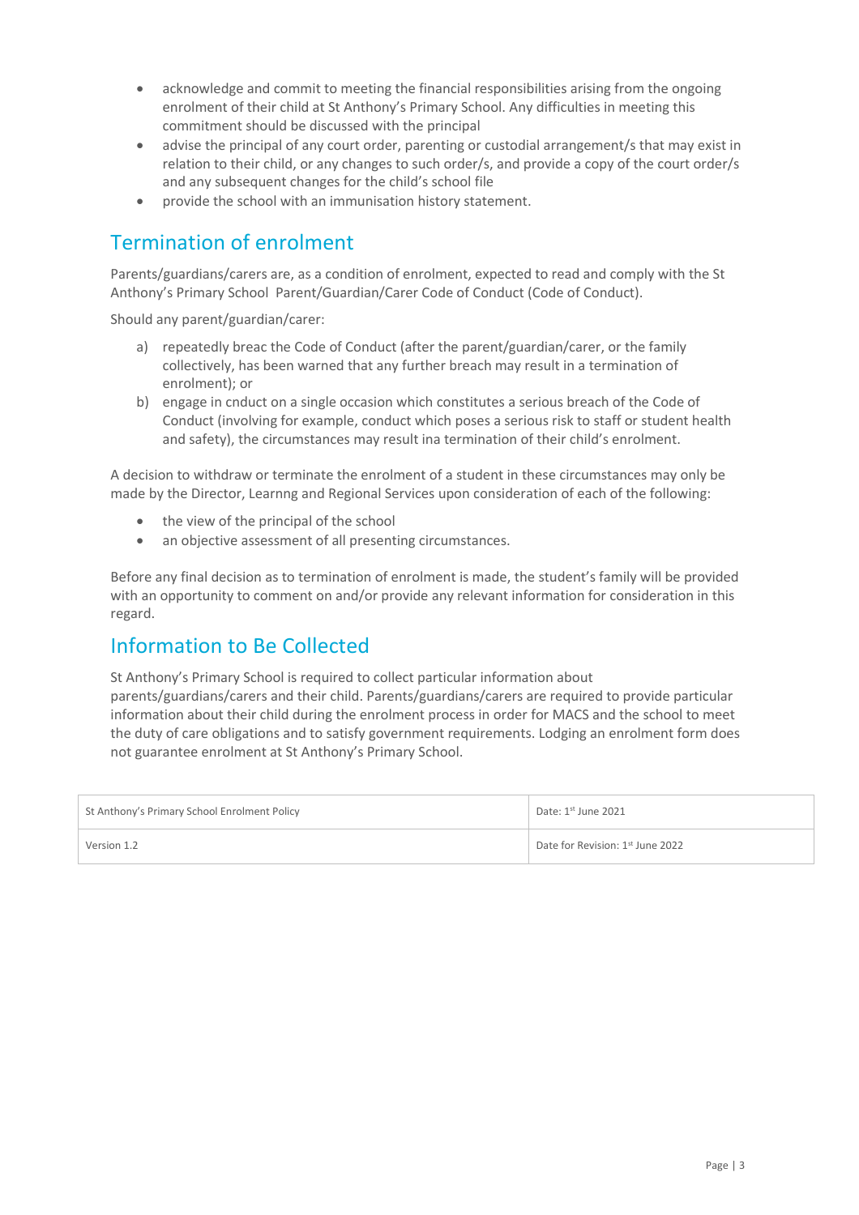- acknowledge and commit to meeting the financial responsibilities arising from the ongoing enrolment of their child at St Anthony's Primary School. Any difficulties in meeting this commitment should be discussed with the principal
- advise the principal of any court order, parenting or custodial arrangement/s that may exist in relation to their child, or any changes to such order/s, and provide a copy of the court order/s and any subsequent changes for the child's school file
- provide the school with an immunisation history statement.

## Termination of enrolment

Parents/guardians/carers are, as a condition of enrolment, expected to read and comply with the St Anthony's Primary School Parent/Guardian/Carer Code of Conduct (Code of Conduct).

Should any parent/guardian/carer:

a) repeatedly breac the Code of Conduct (after the parent/guardian/carer, or the family collectively, has been warned that any further breach may result in a termination of enrolment); or
b) engage in cnduct on a single occasion which constitutes a serious breach of the Code of Conduct (involving for example, conduct which poses a serious risk to staff or student health and safety), the circumstances may result ina termination of their child's enrolment.

A decision to withdraw or terminate the enrolment of a student in these circumstances may only be made by the Director, Learnng and Regional Services upon consideration of each of the following:

- the view of the principal of the school
- an objective assessment of all presenting circumstances.

Before any final decision as to termination of enrolment is made, the student's family will be provided with an opportunity to comment on and/or provide any relevant information for consideration in this regard.

## Information to Be Collected

St Anthony's Primary School is required to collect particular information about parents/guardians/carers and their child. Parents/guardians/carers are required to provide particular information about their child during the enrolment process in order for MACS and the school to meet the duty of care obligations and to satisfy government requirements. Lodging an enrolment form does not guarantee enrolment at St Anthony's Primary School.

| | |
|---|---|
| St Anthony's Primary School Enrolment Policy | Date: 1st June 2021 |
| Version 1.2 | Date for Revision: 1st June 2022 |